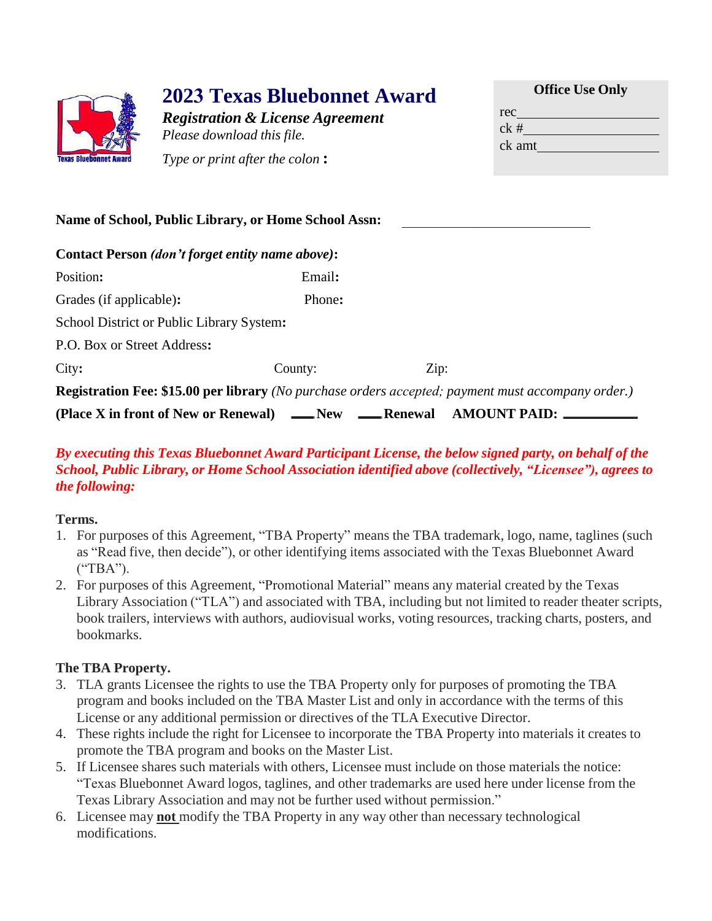# 2023 Texas Bluebonnet Award

***Registration & License Agreement***

*Please download this file.*

*Type or print after the colon* **:**

**Office Use Only**

rec\_\_\_\_\_\_\_\_\_\_\_\_\_\_\_\_\_\_\_\_

ck #\_\_\_\_\_\_\_\_\_\_\_\_\_\_\_\_\_\_\_\_

ck amt\_\_\_\_\_\_\_\_\_\_\_\_\_\_\_\_\_\_\_\_

**Name of School, Public Library, or Home School Assn:** \_\_\_\_\_\_\_\_\_\_\_\_\_\_\_\_\_\_\_\_\_\_\_\_\_\_\_\_

**Contact Person** ***(don't forget entity name above)*****:**

Position**:** Email**:**

Grades (if applicable)**:** Phone**:**

School District or Public Library System**:**

P.O. Box or Street Address**:**

City**:** County: Zip:

**Registration Fee: $15.00 per library** *(No purchase orders accepted; payment must accompany order.)*

**(Place X in front of New or Renewal)** \_\_\_ **New** \_\_\_ **Renewal** **AMOUNT PAID:** \_\_\_\_\_\_\_\_\_\_

***By executing this Texas Bluebonnet Award Participant License, the below signed party, on behalf of the School, Public Library, or Home School Association identified above (collectively, "Licensee"), agrees to the following:***

**Terms.**

1. For purposes of this Agreement, "TBA Property" means the TBA trademark, logo, name, taglines (such as "Read five, then decide"), or other identifying items associated with the Texas Bluebonnet Award ("TBA").
2. For purposes of this Agreement, "Promotional Material" means any material created by the Texas Library Association ("TLA") and associated with TBA, including but not limited to reader theater scripts, book trailers, interviews with authors, audiovisual works, voting resources, tracking charts, posters, and bookmarks.

**The TBA Property.**

3. TLA grants Licensee the rights to use the TBA Property only for purposes of promoting the TBA program and books included on the TBA Master List and only in accordance with the terms of this License or any additional permission or directives of the TLA Executive Director.
4. These rights include the right for Licensee to incorporate the TBA Property into materials it creates to promote the TBA program and books on the Master List.
5. If Licensee shares such materials with others, Licensee must include on those materials the notice: "Texas Bluebonnet Award logos, taglines, and other trademarks are used here under license from the Texas Library Association and may not be further used without permission."
6. Licensee may **not** modify the TBA Property in any way other than necessary technological modifications.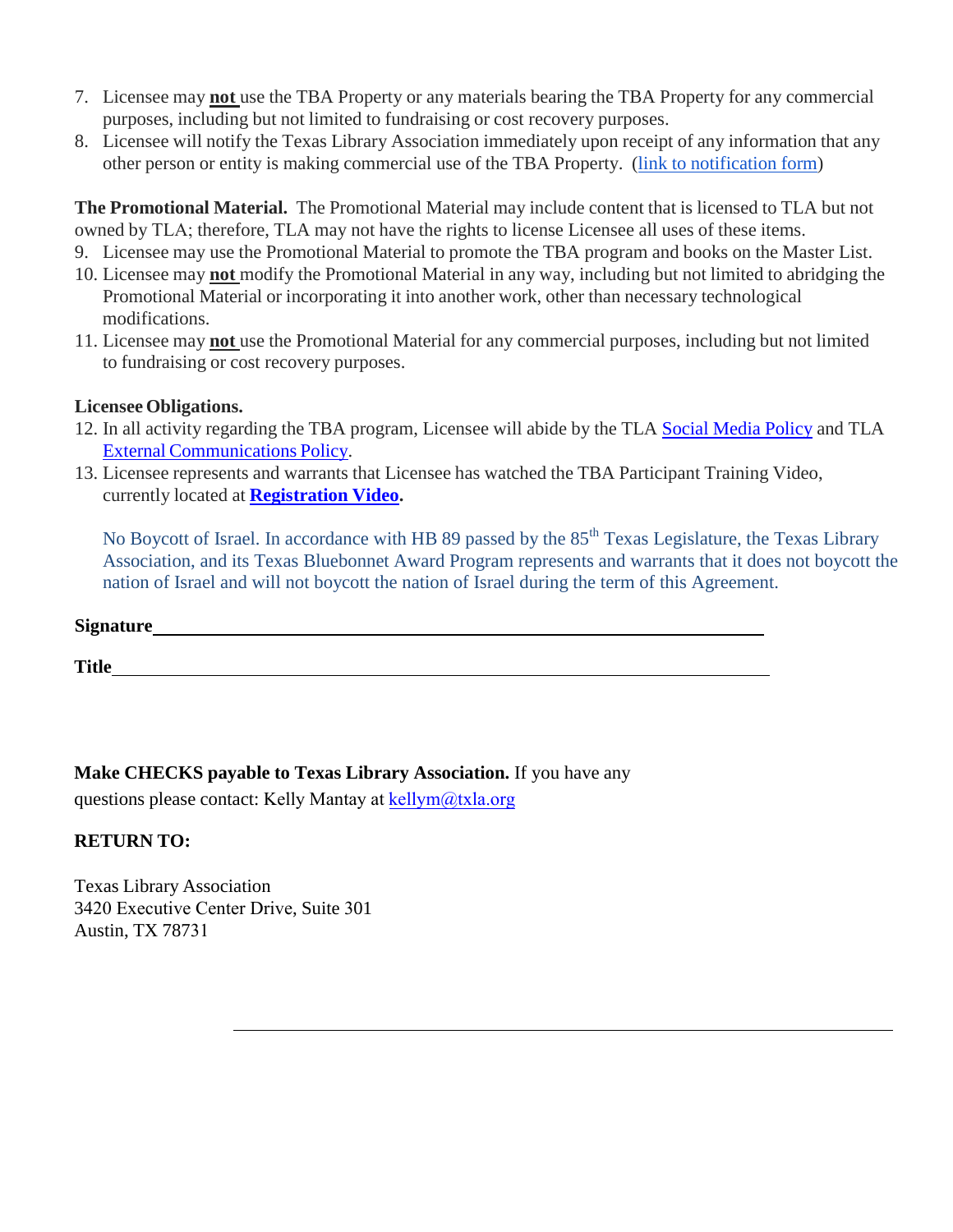7. Licensee may **not** use the TBA Property or any materials bearing the TBA Property for any commercial purposes, including but not limited to fundraising or cost recovery purposes.
8. Licensee will notify the Texas Library Association immediately upon receipt of any information that any other person or entity is making commercial use of the TBA Property. (link to notification form)

**The Promotional Material.** The Promotional Material may include content that is licensed to TLA but not owned by TLA; therefore, TLA may not have the rights to license Licensee all uses of these items.

9. Licensee may use the Promotional Material to promote the TBA program and books on the Master List.
10. Licensee may **not** modify the Promotional Material in any way, including but not limited to abridging the Promotional Material or incorporating it into another work, other than necessary technological modifications.
11. Licensee may **not** use the Promotional Material for any commercial purposes, including but not limited to fundraising or cost recovery purposes.

**Licensee Obligations.**

12. In all activity regarding the TBA program, Licensee will abide by the TLA Social Media Policy and TLA External Communications Policy.
13. Licensee represents and warrants that Licensee has watched the TBA Participant Training Video, currently located at **Registration Video**.

No Boycott of Israel. In accordance with HB 89 passed by the 85th Texas Legislature, the Texas Library Association, and its Texas Bluebonnet Award Program represents and warrants that it does not boycott the nation of Israel and will not boycott the nation of Israel during the term of this Agreement.

**Signature**\_\_\_\_\_\_\_\_\_\_\_\_\_\_\_\_\_\_\_\_\_\_\_\_\_\_\_\_\_\_\_\_\_\_\_\_\_\_\_\_\_\_\_\_\_\_\_\_\_\_\_\_\_\_\_\_\_\_\_\_

**Title**\_\_\_\_\_\_\_\_\_\_\_\_\_\_\_\_\_\_\_\_\_\_\_\_\_\_\_\_\_\_\_\_\_\_\_\_\_\_\_\_\_\_\_\_\_\_\_\_\_\_\_\_\_\_\_\_\_\_\_\_\_\_\_\_

**Make CHECKS payable to Texas Library Association.** If you have any questions please contact: Kelly Mantay at kellym@txla.org

**RETURN TO:**

Texas Library Association
3420 Executive Center Drive, Suite 301
Austin, TX 78731